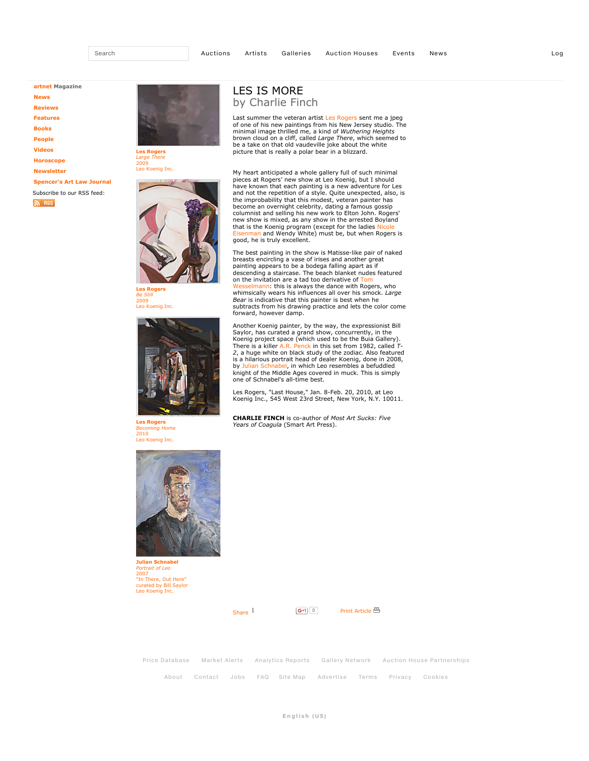# LES IS MORE

## by Charlie Finch

Last summer the veteran artist Les Rogers sent me a jpeg of one of his new paintings from his New Jersey studio. The minimal image thrilled me, a kind of *Wuthering Heights* brown cloud on a cliff, called *Large There*, which seemed to be a take on that old vaudeville joke about the white picture that is really a polar bear in a blizzard.

My heart anticipated a whole gallery full of such minimal pieces at Rogers' new show at Leo Koenig, but I should have known that each painting is a new adventure for Les and not the repetition of a style. Quite unexpected, also, is the improbability that this modest, veteran painter has become an overnight celebrity, dating a famous gossip columnist and selling his new work to Elton John. Rogers' new show is mixed, as any show in the arrested Boyland that is the Koenig program (except for the ladies Nicole Eisenman and Wendy White) must be, but when Rogers is good, he is truly excellent.

The best painting in the show is Matisse-like pair of naked breasts encircling a vase of irises and another great painting appears to be a bodega falling apart as if descending a staircase. The beach blanket nudes featured on the invitation are a tad too derivative of Tom Wesselmann: this is always the dance with Rogers, who whimsically wears his influences all over his smock. *Large Bear* is indicative that this painter is best when he subtracts from his drawing practice and lets the color come forward, however damp.

Another Koenig painter, by the way, the expressionist Bill Saylor, has curated a grand show, concurrently, in the Koenig project space (which used to be the Buia Gallery). There is a killer A.R. Penck in this set from 1982, called *T-2*, a huge white on black study of the zodiac. Also featured is a hilarious portrait head of dealer Koenig, done in 2008, by Julian Schnabel, in which Leo resembles a befuddled knight of the Middle Ages covered in muck. This is simply one of Schnabel's all-time best.

Les Rogers, "Last House," Jan. 8-Feb. 20, 2010, at Leo Koenig Inc., 545 West 23rd Street, New York, N.Y. 10011.

**CHARLIE FINCH** is co-author of *Most Art Sucks: Five Years of Coagula* (Smart Art Press).

**Les Rogers**
*Large There*
2009
Leo Koenig Inc.

**Les Rogers**
*Be Still*
2009
Leo Koenig Inc.

**Les Rogers**
*Becoming Home*
2010
Leo Koenig Inc.

**Julian Schnabel**
*Portrait of Leo*
2007
"In There, Out Here"
curated by Bill Saylor
Leo Koenig Inc.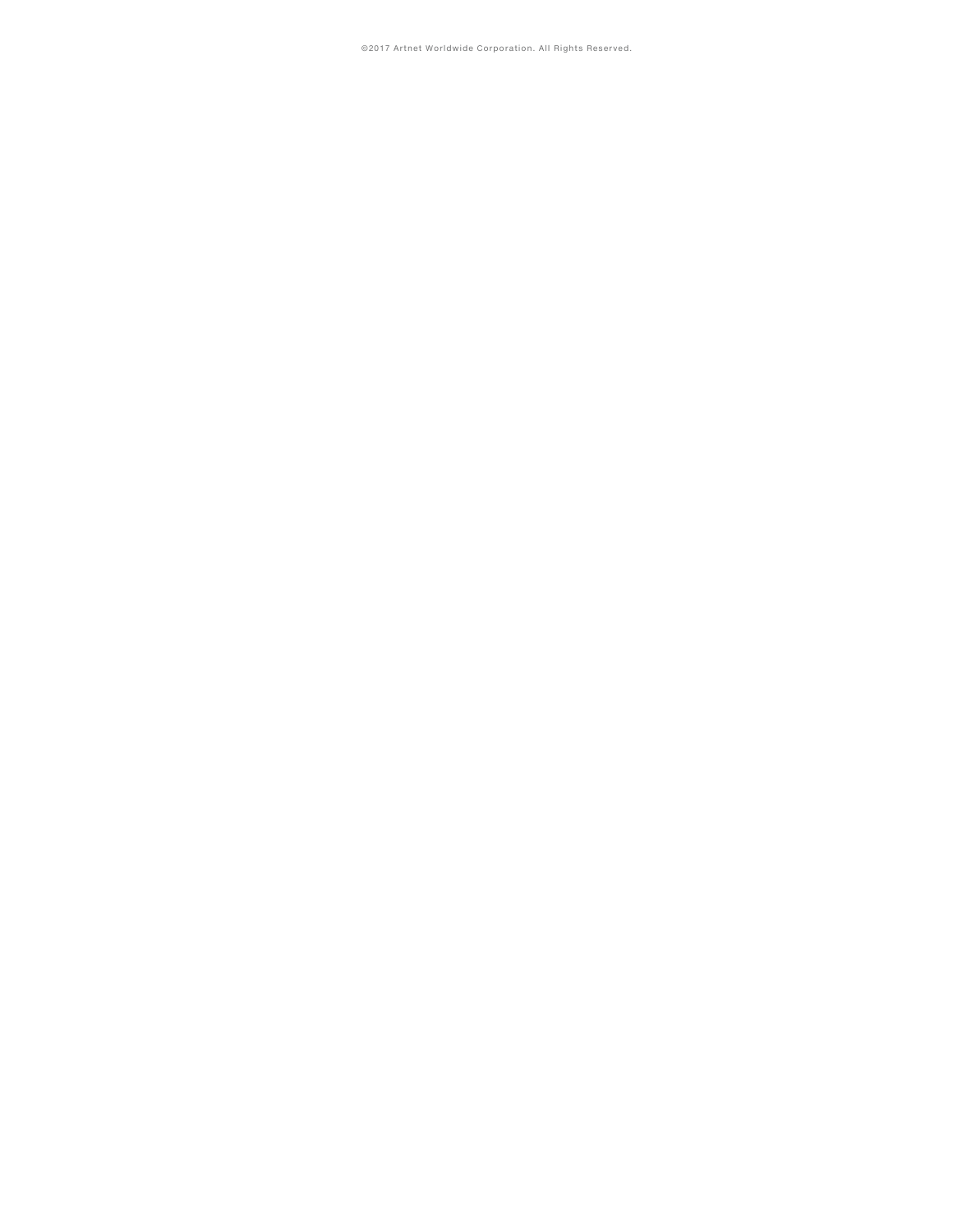©2017 Artnet Worldwide Corporation. All Rights Reserved.